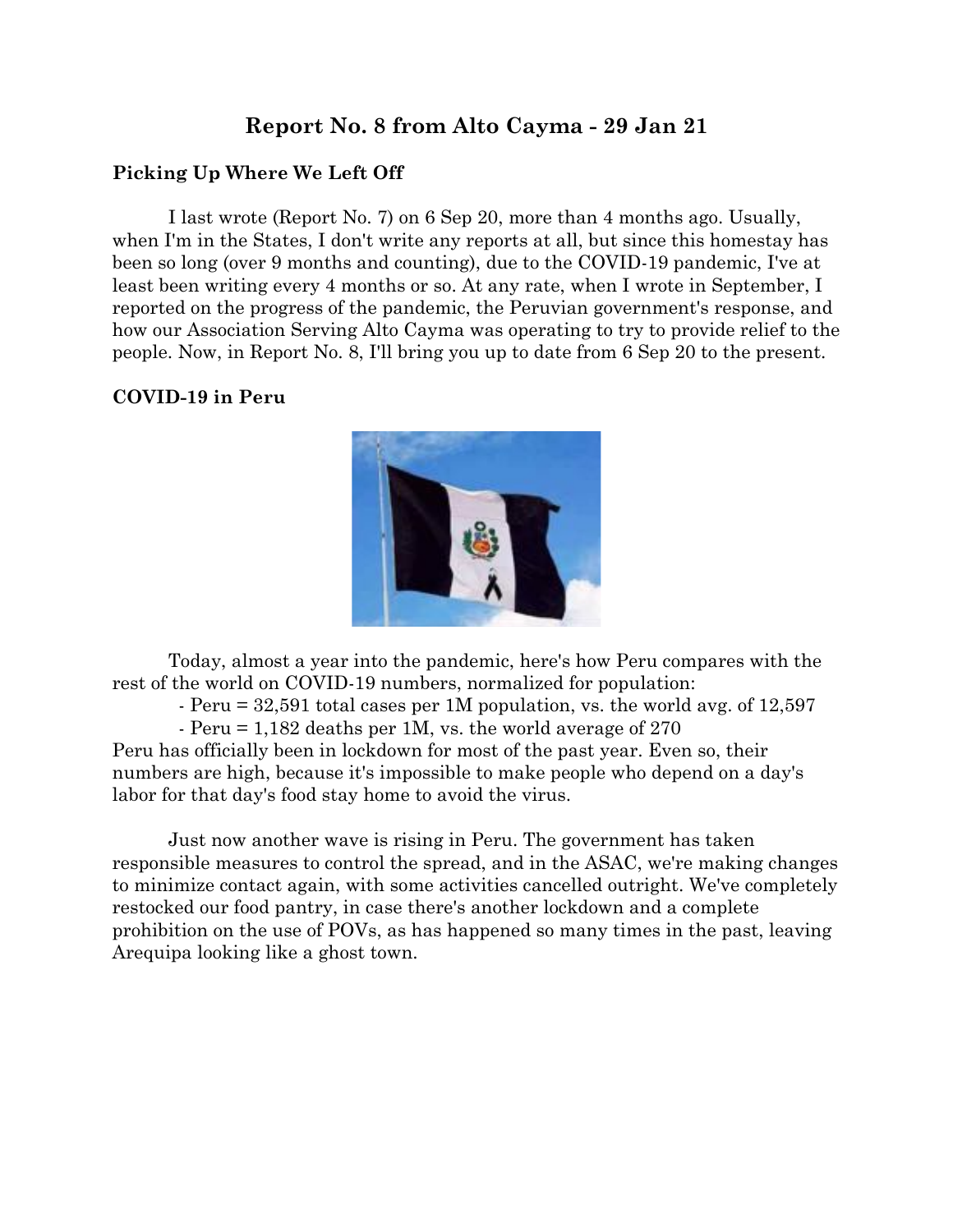# Report No. 8 from Alto Cayma - 29 Jan 21

## Picking Up Where We Left Off

I last wrote (Report No. 7) on 6 Sep 20, more than 4 months ago. Usually, when I'm in the States, I don't write any reports at all, but since this homestay has been so long (over 9 months and counting), due to the COVID-19 pandemic, I've at least been writing every 4 months or so. At any rate, when I wrote in September, I reported on the progress of the pandemic, the Peruvian government's response, and how our Association Serving Alto Cayma was operating to try to provide relief to the people. Now, in Report No. 8, I'll bring you up to date from 6 Sep 20 to the present.

## COVID-19 in Peru

Today, almost a year into the pandemic, here's how Peru compares with the rest of the world on COVID-19 numbers, normalized for population:

- Peru = 32,591 total cases per 1M population, vs. the world avg. of 12,597
- Peru = 1,182 deaths per 1M, vs. the world average of 270

Peru has officially been in lockdown for most of the past year. Even so, their numbers are high, because it's impossible to make people who depend on a day's labor for that day's food stay home to avoid the virus.

Just now another wave is rising in Peru. The government has taken responsible measures to control the spread, and in the ASAC, we're making changes to minimize contact again, with some activities cancelled outright. We've completely restocked our food pantry, in case there's another lockdown and a complete prohibition on the use of POVs, as has happened so many times in the past, leaving Arequipa looking like a ghost town.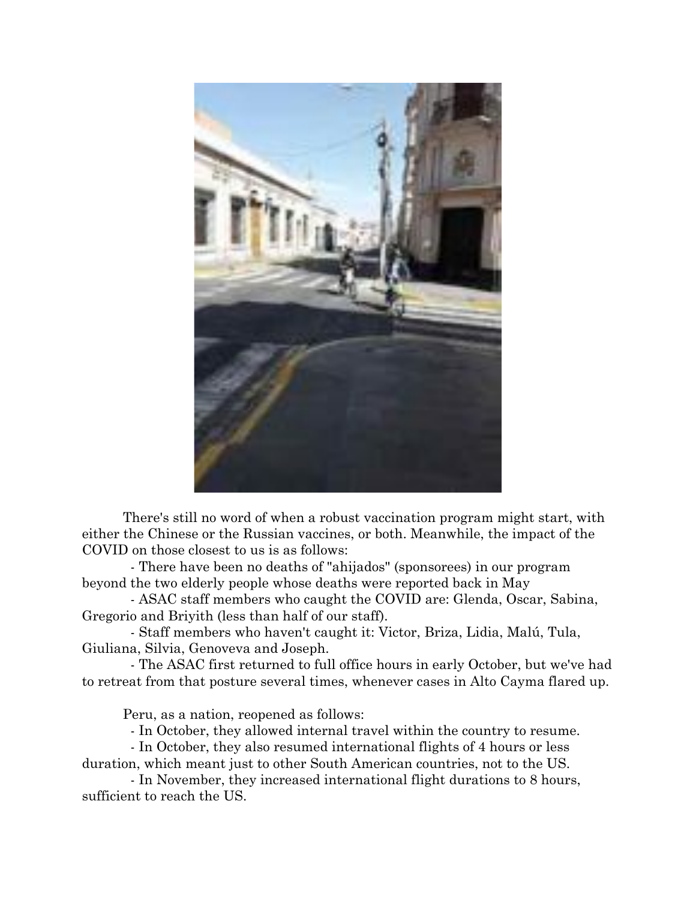There's still no word of when a robust vaccination program might start, with either the Chinese or the Russian vaccines, or both. Meanwhile, the impact of the COVID on those closest to us is as follows:

- There have been no deaths of "ahijados" (sponsorees) in our program beyond the two elderly people whose deaths were reported back in May
- ASAC staff members who caught the COVID are: Glenda, Oscar, Sabina, Gregorio and Briyith (less than half of our staff).
- Staff members who haven't caught it: Victor, Briza, Lidia, Malú, Tula, Giuliana, Silvia, Genoveva and Joseph.
- The ASAC first returned to full office hours in early October, but we've had to retreat from that posture several times, whenever cases in Alto Cayma flared up.

Peru, as a nation, reopened as follows:

- In October, they allowed internal travel within the country to resume.
- In October, they also resumed international flights of 4 hours or less duration, which meant just to other South American countries, not to the US.
- In November, they increased international flight durations to 8 hours, sufficient to reach the US.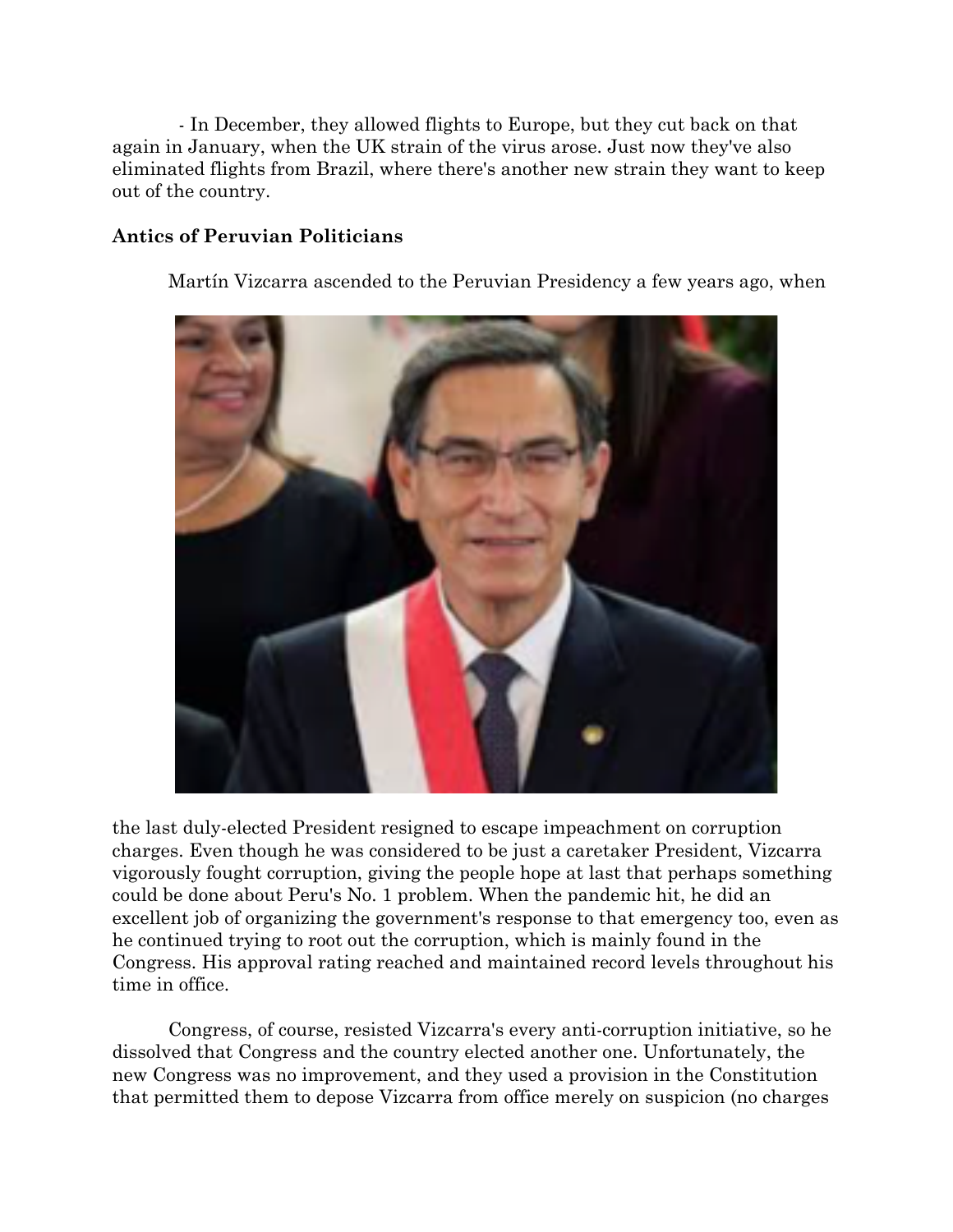- In December, they allowed flights to Europe, but they cut back on that again in January, when the UK strain of the virus arose. Just now they've also eliminated flights from Brazil, where there's another new strain they want to keep out of the country.

### Antics of Peruvian Politicians

Martín Vizcarra ascended to the Peruvian Presidency a few years ago, when the last duly-elected President resigned to escape impeachment on corruption charges. Even though he was considered to be just a caretaker President, Vizcarra vigorously fought corruption, giving the people hope at last that perhaps something could be done about Peru's No. 1 problem. When the pandemic hit, he did an excellent job of organizing the government's response to that emergency too, even as he continued trying to root out the corruption, which is mainly found in the Congress. His approval rating reached and maintained record levels throughout his time in office.

Congress, of course, resisted Vizcarra's every anti-corruption initiative, so he dissolved that Congress and the country elected another one. Unfortunately, the new Congress was no improvement, and they used a provision in the Constitution that permitted them to depose Vizcarra from office merely on suspicion (no charges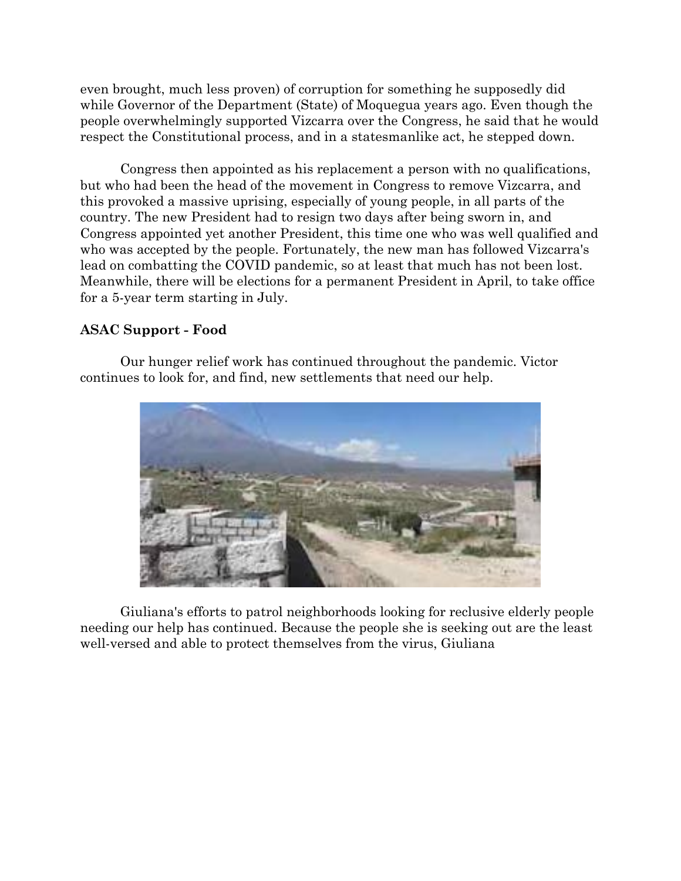even brought, much less proven) of corruption for something he supposedly did while Governor of the Department (State) of Moquegua years ago. Even though the people overwhelmingly supported Vizcarra over the Congress, he said that he would respect the Constitutional process, and in a statesmanlike act, he stepped down.

Congress then appointed as his replacement a person with no qualifications, but who had been the head of the movement in Congress to remove Vizcarra, and this provoked a massive uprising, especially of young people, in all parts of the country. The new President had to resign two days after being sworn in, and Congress appointed yet another President, this time one who was well qualified and who was accepted by the people. Fortunately, the new man has followed Vizcarra's lead on combatting the COVID pandemic, so at least that much has not been lost. Meanwhile, there will be elections for a permanent President in April, to take office for a 5-year term starting in July.

**ASAC Support - Food**

Our hunger relief work has continued throughout the pandemic. Victor continues to look for, and find, new settlements that need our help.

Giuliana's efforts to patrol neighborhoods looking for reclusive elderly people needing our help has continued. Because the people she is seeking out are the least well-versed and able to protect themselves from the virus, Giuliana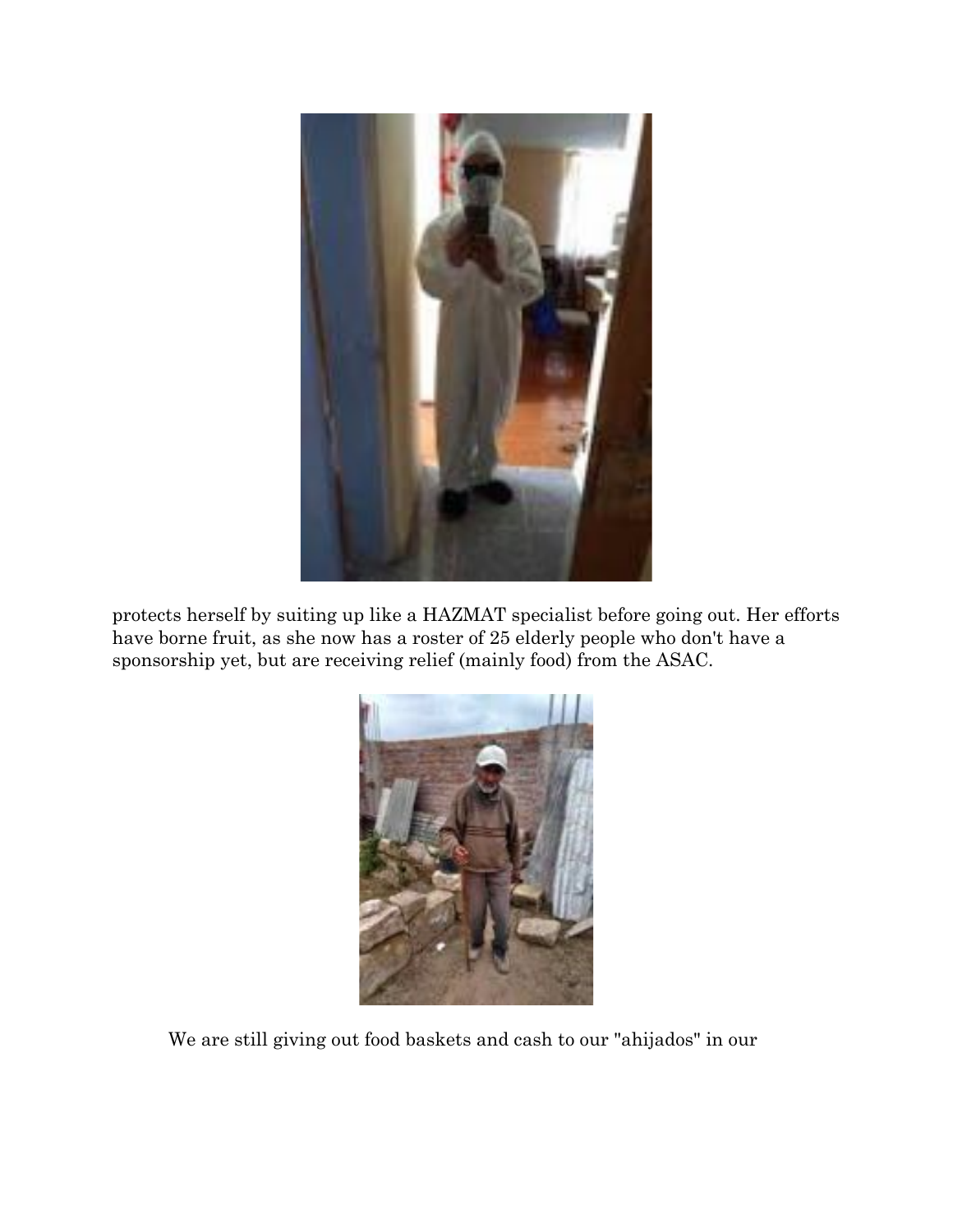protects herself by suiting up like a HAZMAT specialist before going out. Her efforts have borne fruit, as she now has a roster of 25 elderly people who don't have a sponsorship yet, but are receiving relief (mainly food) from the ASAC.

We are still giving out food baskets and cash to our "ahijados" in our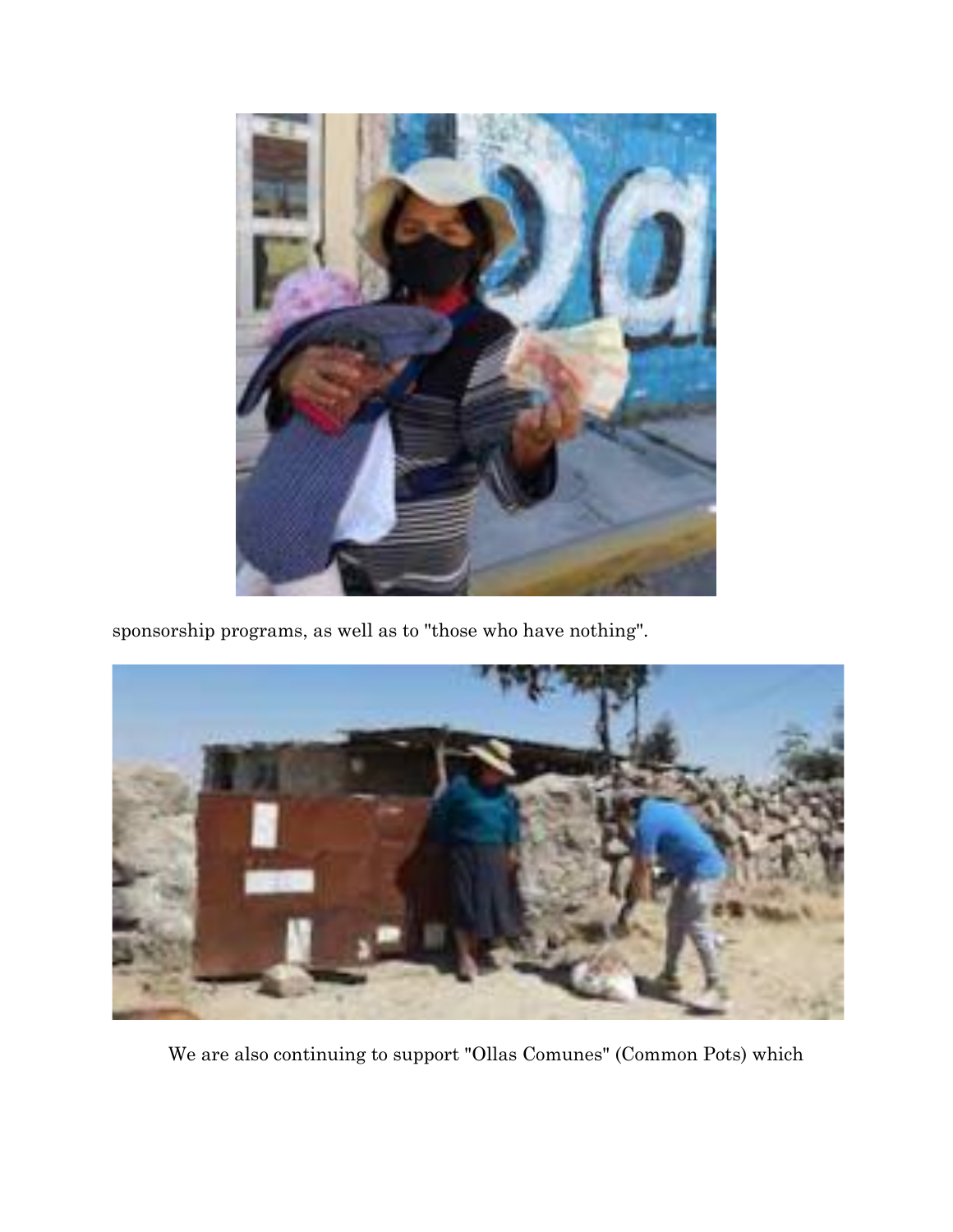sponsorship programs, as well as to "those who have nothing".

We are also continuing to support "Ollas Comunes" (Common Pots) which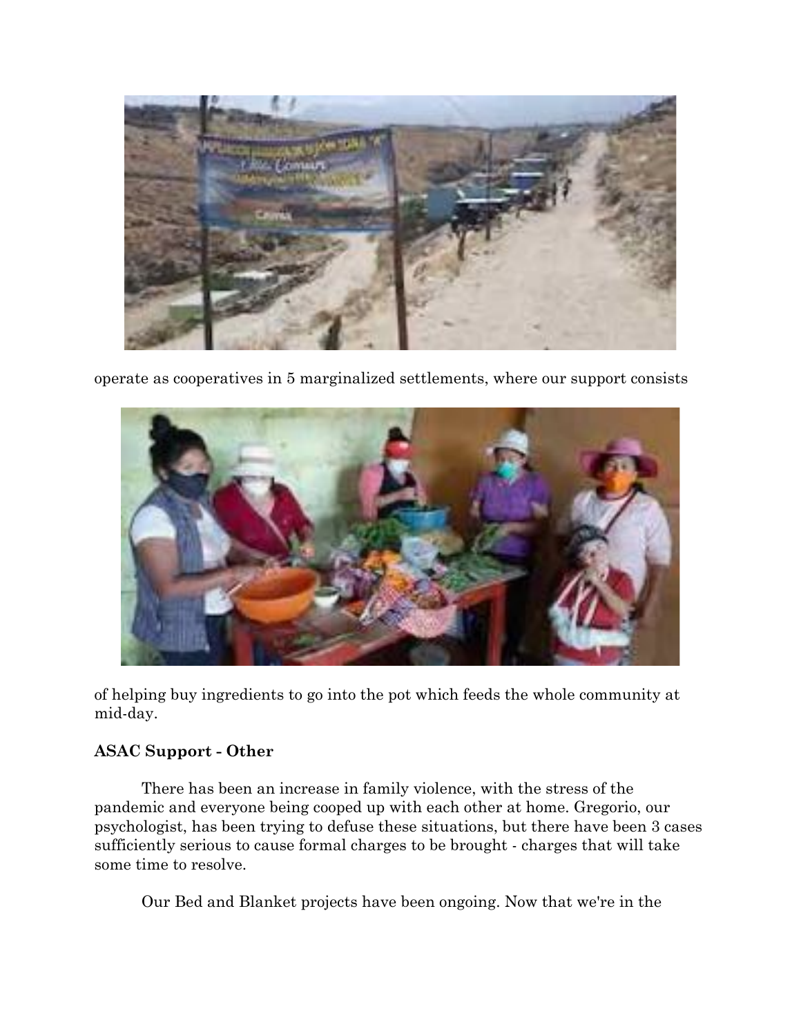operate as cooperatives in 5 marginalized settlements, where our support consists

of helping buy ingredients to go into the pot which feeds the whole community at mid-day.

**ASAC Support - Other**

There has been an increase in family violence, with the stress of the pandemic and everyone being cooped up with each other at home. Gregorio, our psychologist, has been trying to defuse these situations, but there have been 3 cases sufficiently serious to cause formal charges to be brought - charges that will take some time to resolve.

Our Bed and Blanket projects have been ongoing. Now that we're in the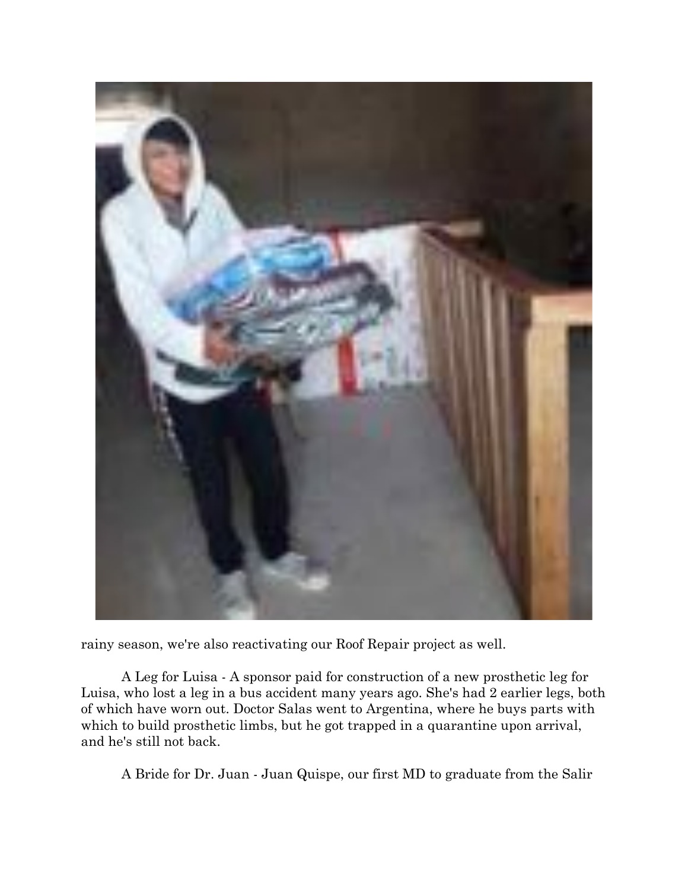rainy season, we're also reactivating our Roof Repair project as well.

A Leg for Luisa - A sponsor paid for construction of a new prosthetic leg for Luisa, who lost a leg in a bus accident many years ago. She's had 2 earlier legs, both of which have worn out. Doctor Salas went to Argentina, where he buys parts with which to build prosthetic limbs, but he got trapped in a quarantine upon arrival, and he's still not back.

A Bride for Dr. Juan - Juan Quispe, our first MD to graduate from the Salir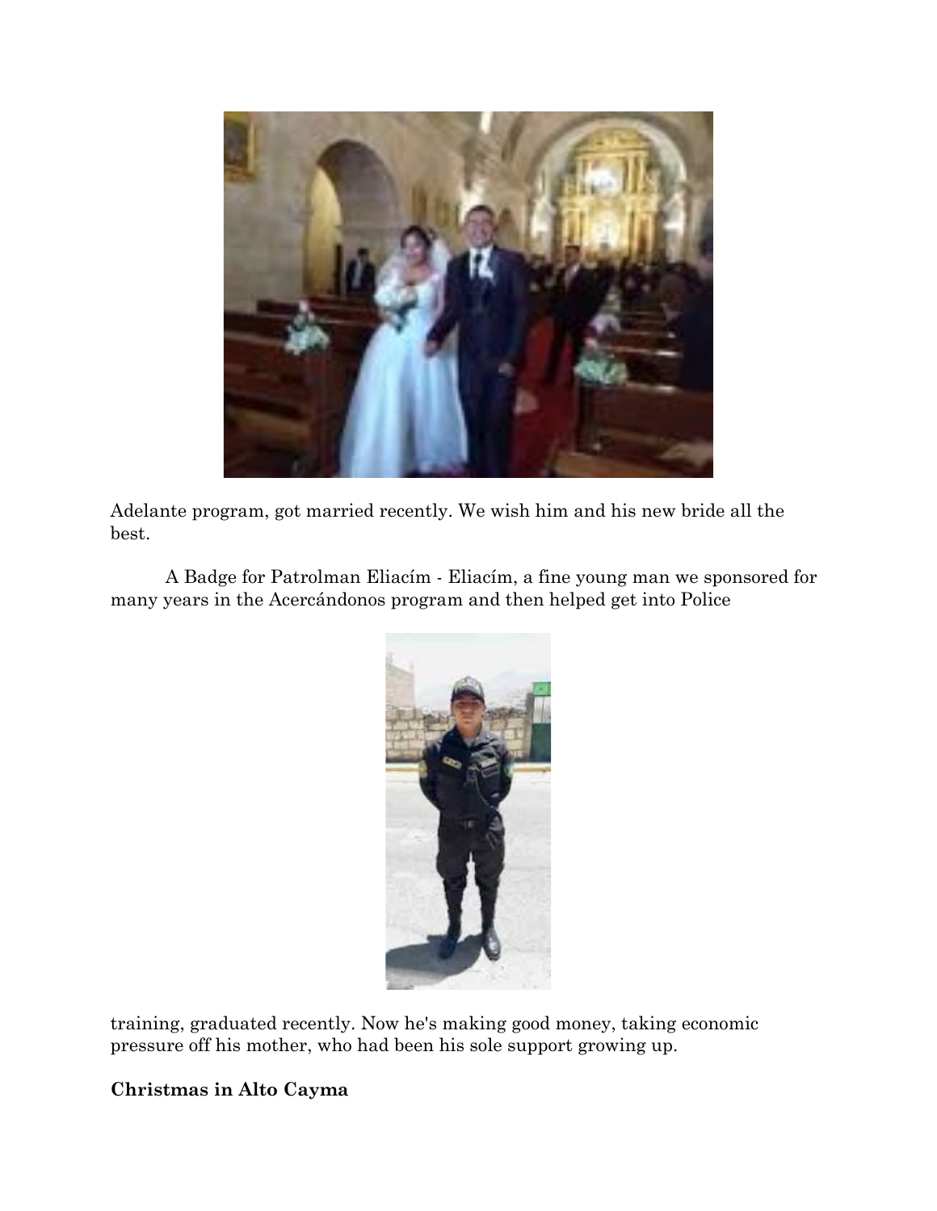Adelante program, got married recently. We wish him and his new bride all the best.

A Badge for Patrolman Eliacím - Eliacím, a fine young man we sponsored for many years in the Acercándonos program and then helped get into Police training, graduated recently. Now he's making good money, taking economic pressure off his mother, who had been his sole support growing up.

**Christmas in Alto Cayma**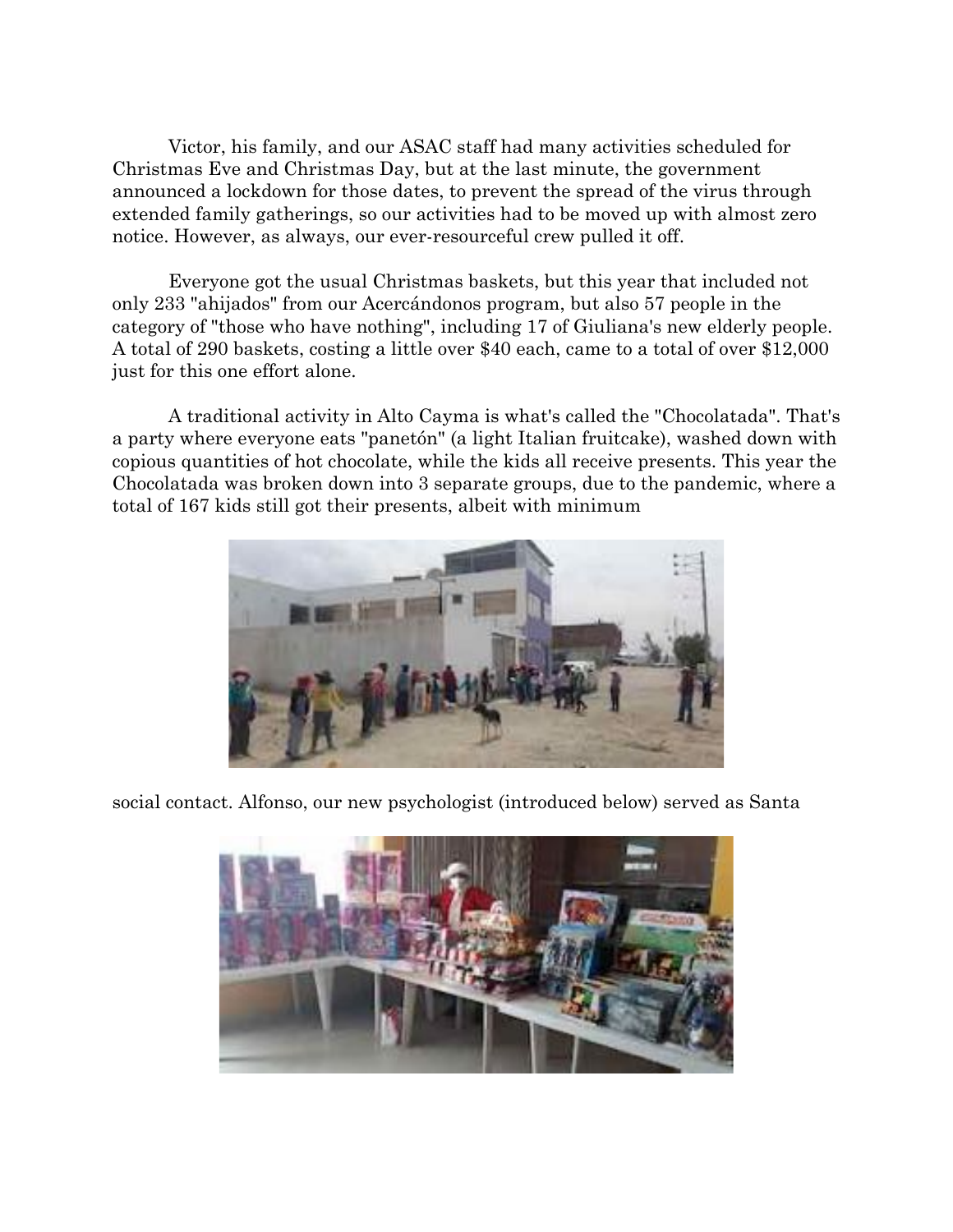Victor, his family, and our ASAC staff had many activities scheduled for Christmas Eve and Christmas Day, but at the last minute, the government announced a lockdown for those dates, to prevent the spread of the virus through extended family gatherings, so our activities had to be moved up with almost zero notice. However, as always, our ever-resourceful crew pulled it off.

Everyone got the usual Christmas baskets, but this year that included not only 233 "ahijados" from our Acercándonos program, but also 57 people in the category of "those who have nothing", including 17 of Giuliana's new elderly people. A total of 290 baskets, costing a little over $40 each, came to a total of over $12,000 just for this one effort alone.

A traditional activity in Alto Cayma is what's called the "Chocolatada". That's a party where everyone eats "panetón" (a light Italian fruitcake), washed down with copious quantities of hot chocolate, while the kids all receive presents. This year the Chocolatada was broken down into 3 separate groups, due to the pandemic, where a total of 167 kids still got their presents, albeit with minimum social contact. Alfonso, our new psychologist (introduced below) served as Santa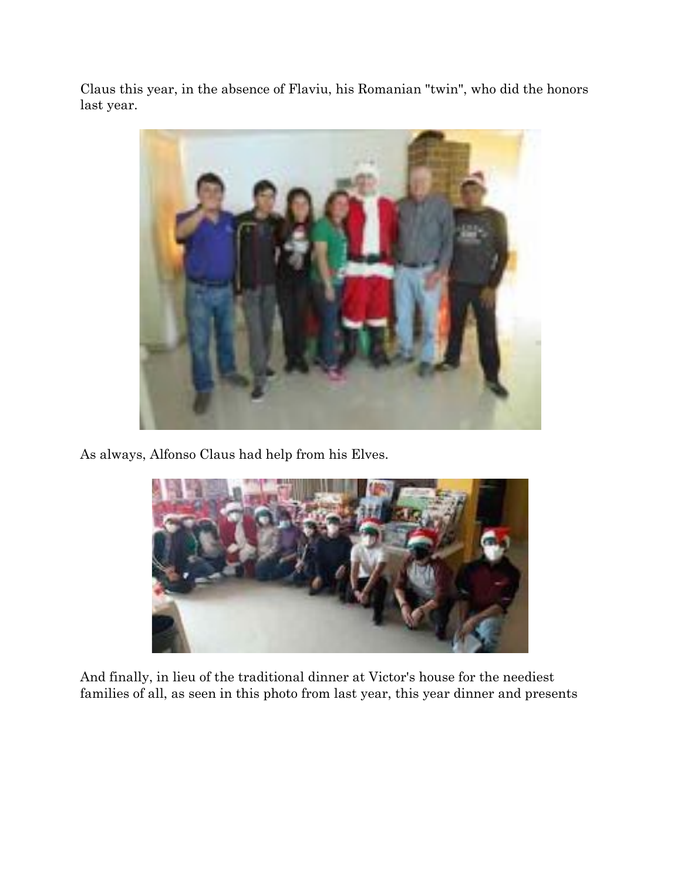Claus this year, in the absence of Flaviu, his Romanian "twin", who did the honors last year.

As always, Alfonso Claus had help from his Elves.

And finally, in lieu of the traditional dinner at Victor's house for the neediest families of all, as seen in this photo from last year, this year dinner and presents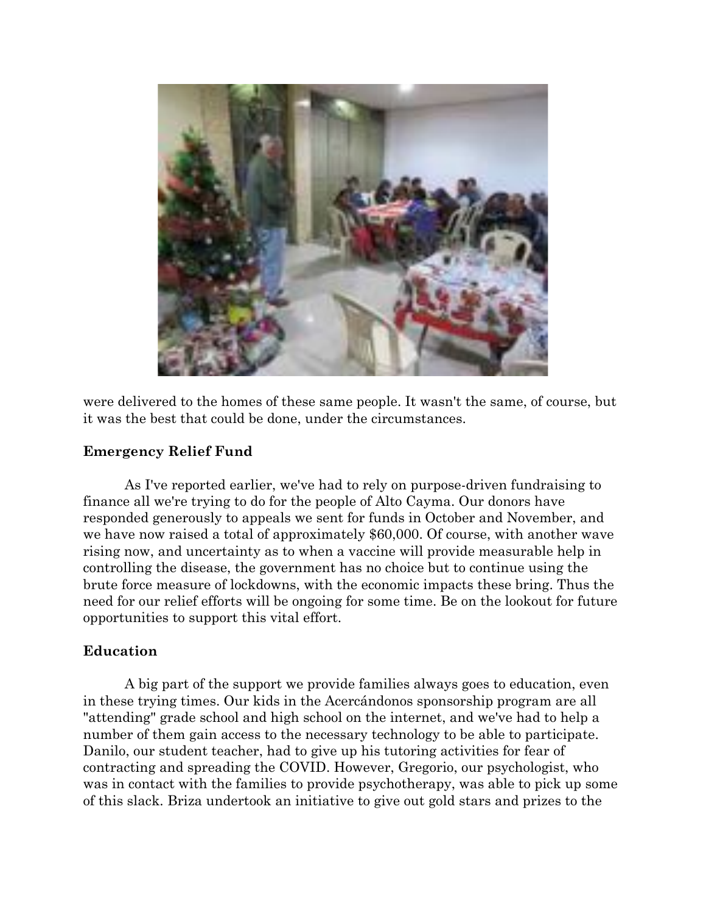were delivered to the homes of these same people. It wasn't the same, of course, but it was the best that could be done, under the circumstances.

**Emergency Relief Fund**

As I've reported earlier, we've had to rely on purpose-driven fundraising to finance all we're trying to do for the people of Alto Cayma. Our donors have responded generously to appeals we sent for funds in October and November, and we have now raised a total of approximately $60,000. Of course, with another wave rising now, and uncertainty as to when a vaccine will provide measurable help in controlling the disease, the government has no choice but to continue using the brute force measure of lockdowns, with the economic impacts these bring. Thus the need for our relief efforts will be ongoing for some time. Be on the lookout for future opportunities to support this vital effort.

**Education**

A big part of the support we provide families always goes to education, even in these trying times. Our kids in the Acercándonos sponsorship program are all "attending" grade school and high school on the internet, and we've had to help a number of them gain access to the necessary technology to be able to participate. Danilo, our student teacher, had to give up his tutoring activities for fear of contracting and spreading the COVID. However, Gregorio, our psychologist, who was in contact with the families to provide psychotherapy, was able to pick up some of this slack. Briza undertook an initiative to give out gold stars and prizes to the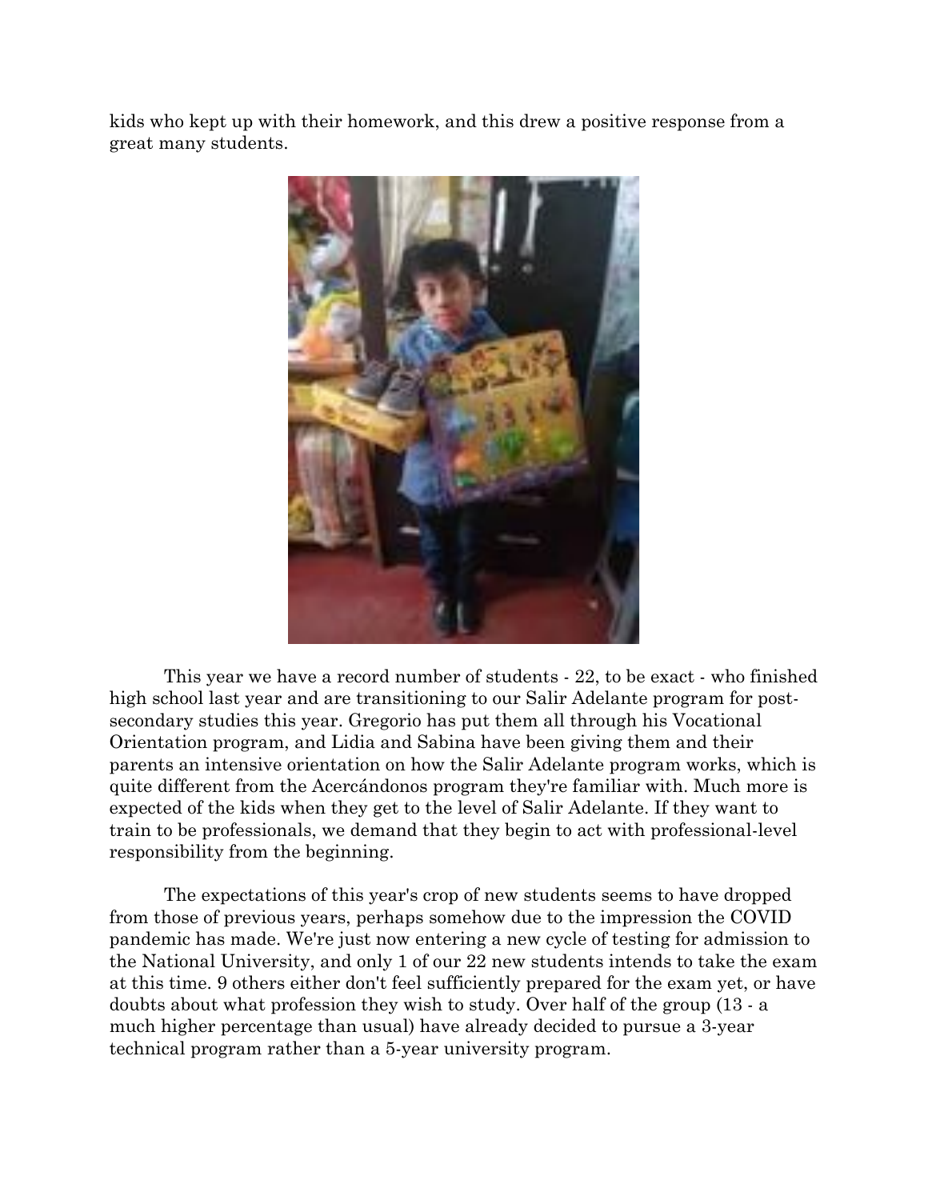kids who kept up with their homework, and this drew a positive response from a great many students.

This year we have a record number of students - 22, to be exact - who finished high school last year and are transitioning to our Salir Adelante program for post-secondary studies this year. Gregorio has put them all through his Vocational Orientation program, and Lidia and Sabina have been giving them and their parents an intensive orientation on how the Salir Adelante program works, which is quite different from the Acercándonos program they're familiar with. Much more is expected of the kids when they get to the level of Salir Adelante. If they want to train to be professionals, we demand that they begin to act with professional-level responsibility from the beginning.

The expectations of this year's crop of new students seems to have dropped from those of previous years, perhaps somehow due to the impression the COVID pandemic has made. We're just now entering a new cycle of testing for admission to the National University, and only 1 of our 22 new students intends to take the exam at this time. 9 others either don't feel sufficiently prepared for the exam yet, or have doubts about what profession they wish to study. Over half of the group (13 - a much higher percentage than usual) have already decided to pursue a 3-year technical program rather than a 5-year university program.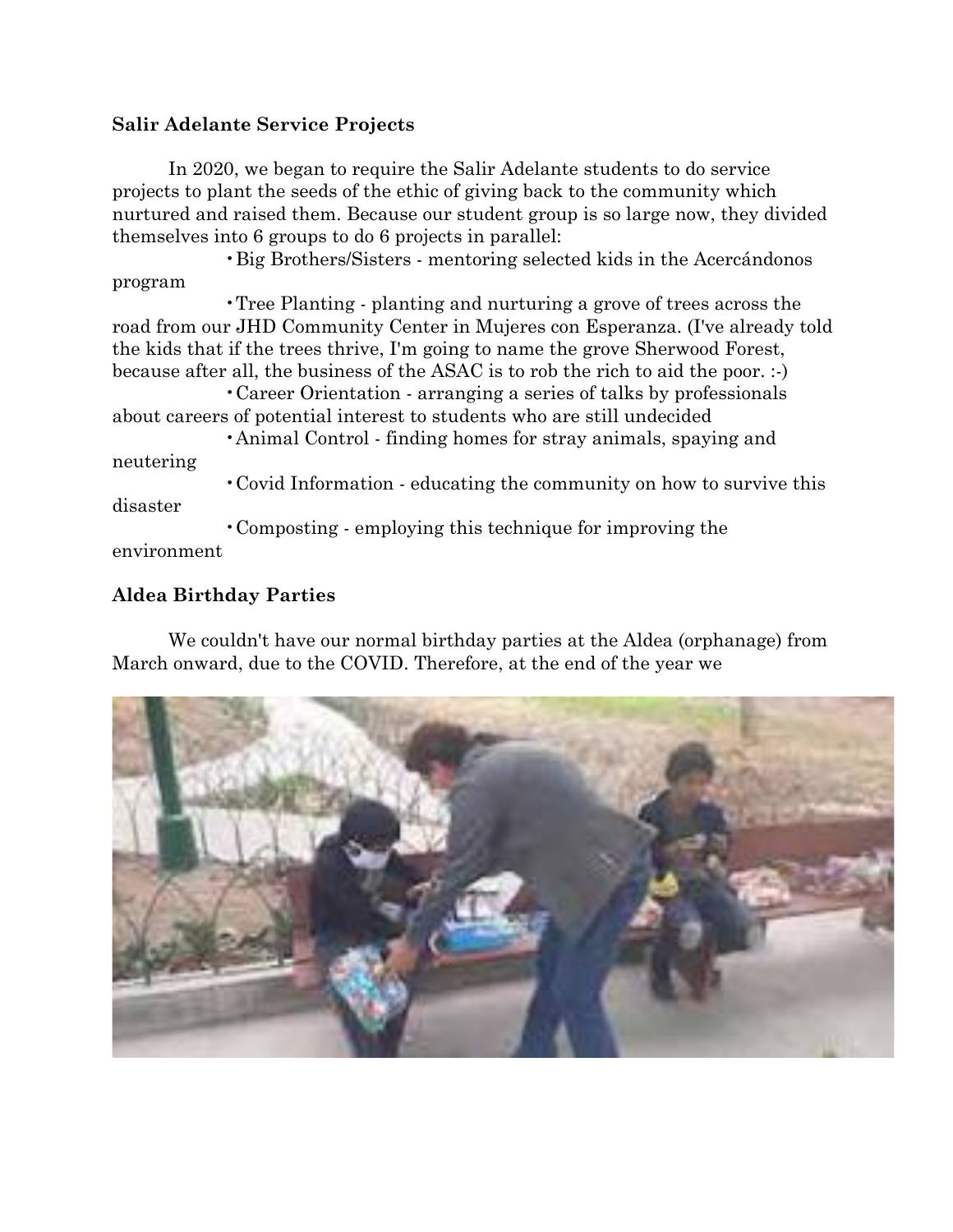**Salir Adelante Service Projects**

In 2020, we began to require the Salir Adelante students to do service projects to plant the seeds of the ethic of giving back to the community which nurtured and raised them. Because our student group is so large now, they divided themselves into 6 groups to do 6 projects in parallel:

- Big Brothers/Sisters - mentoring selected kids in the Acercándonos program
- Tree Planting - planting and nurturing a grove of trees across the road from our JHD Community Center in Mujeres con Esperanza. (I've already told the kids that if the trees thrive, I'm going to name the grove Sherwood Forest, because after all, the business of the ASAC is to rob the rich to aid the poor. :-)
- Career Orientation - arranging a series of talks by professionals about careers of potential interest to students who are still undecided
- Animal Control - finding homes for stray animals, spaying and neutering
- Covid Information - educating the community on how to survive this disaster
- Composting - employing this technique for improving the environment

**Aldea Birthday Parties**

We couldn't have our normal birthday parties at the Aldea (orphanage) from March onward, due to the COVID. Therefore, at the end of the year we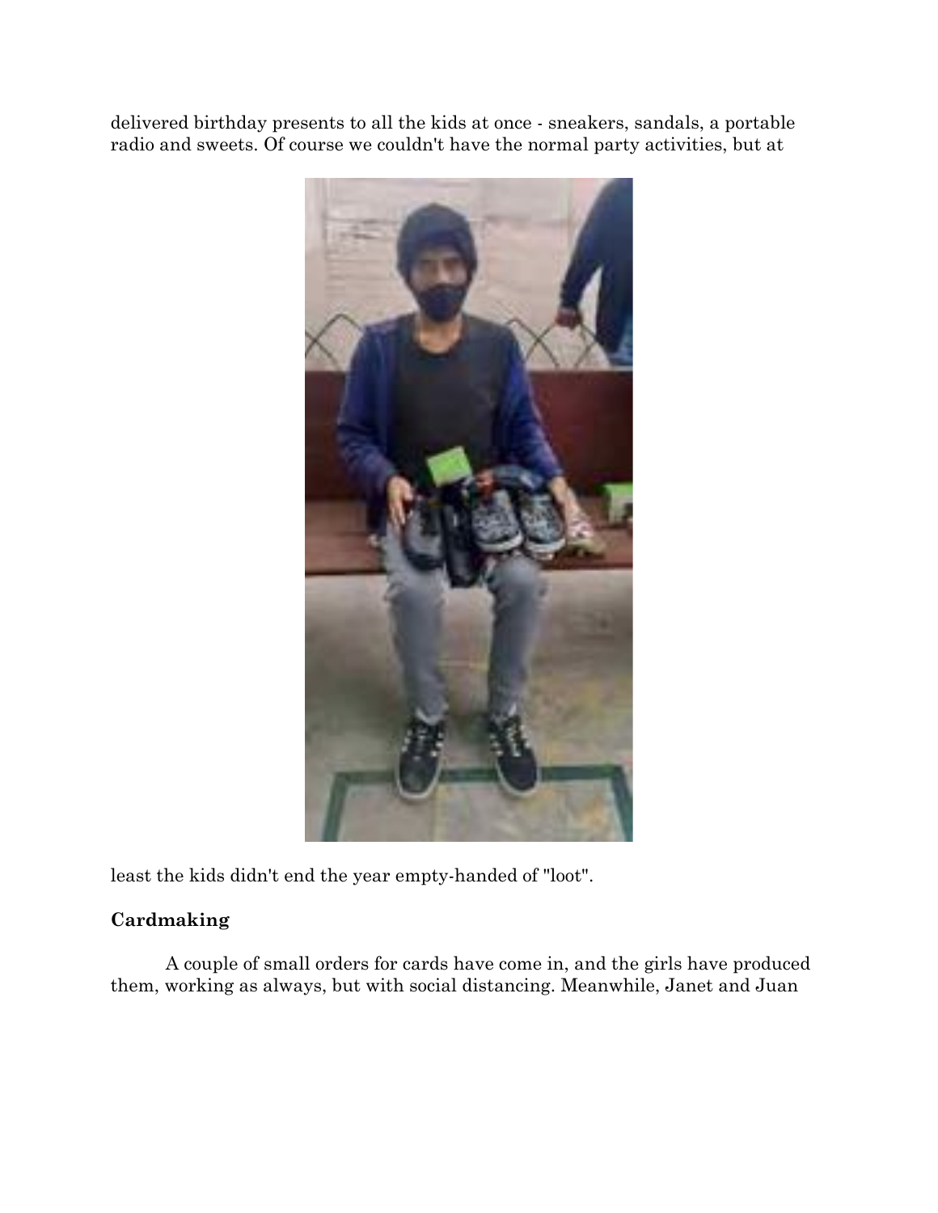delivered birthday presents to all the kids at once - sneakers, sandals, a portable radio and sweets. Of course we couldn't have the normal party activities, but at least the kids didn't end the year empty-handed of "loot".

**Cardmaking**

A couple of small orders for cards have come in, and the girls have produced them, working as always, but with social distancing. Meanwhile, Janet and Juan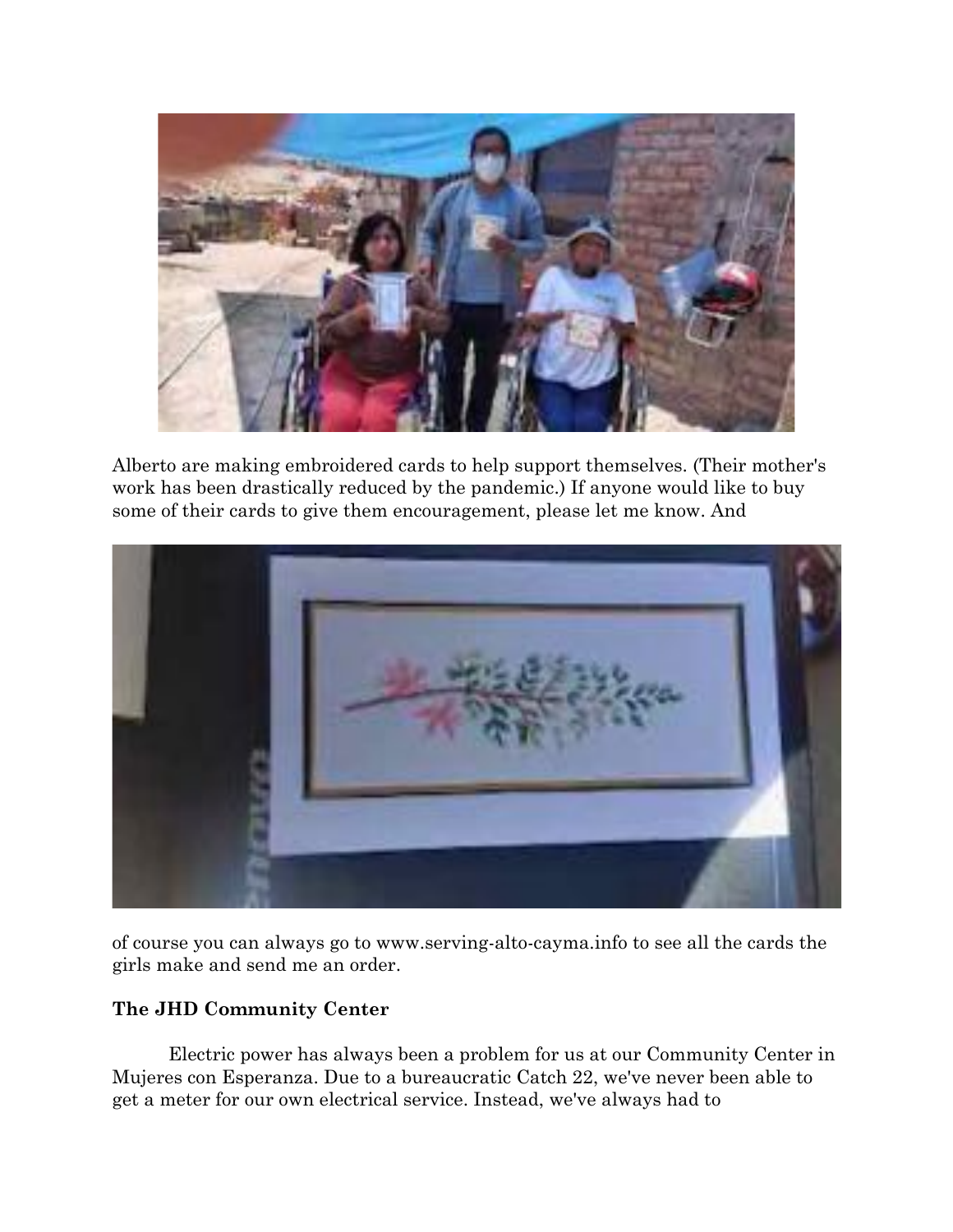Alberto are making embroidered cards to help support themselves. (Their mother's work has been drastically reduced by the pandemic.) If anyone would like to buy some of their cards to give them encouragement, please let me know. And

of course you can always go to www.serving-alto-cayma.info to see all the cards the girls make and send me an order.

**The JHD Community Center**

Electric power has always been a problem for us at our Community Center in Mujeres con Esperanza. Due to a bureaucratic Catch 22, we've never been able to get a meter for our own electrical service. Instead, we've always had to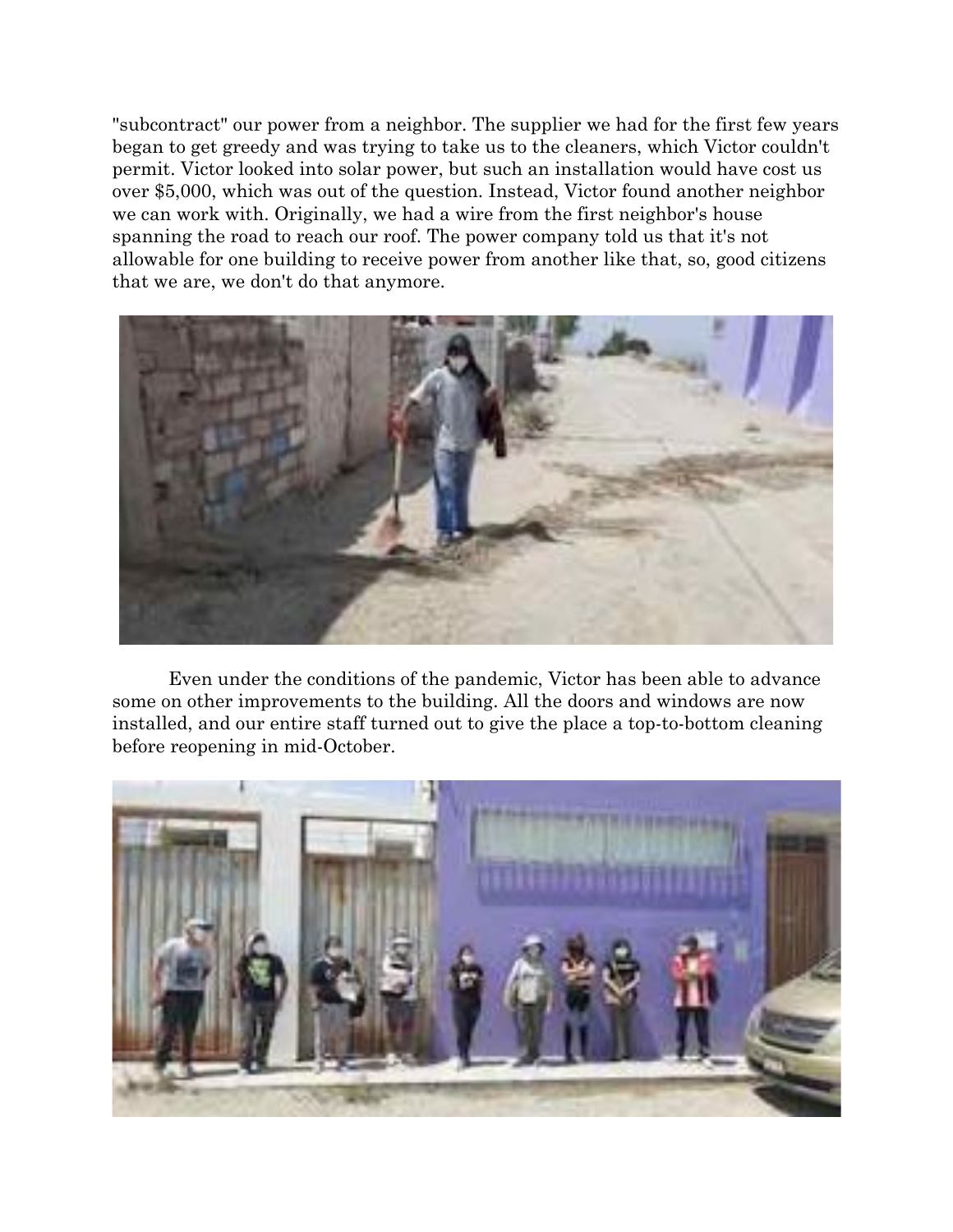"subcontract" our power from a neighbor. The supplier we had for the first few years began to get greedy and was trying to take us to the cleaners, which Victor couldn't permit. Victor looked into solar power, but such an installation would have cost us over $5,000, which was out of the question. Instead, Victor found another neighbor we can work with. Originally, we had a wire from the first neighbor's house spanning the road to reach our roof. The power company told us that it's not allowable for one building to receive power from another like that, so, good citizens that we are, we don't do that anymore.

Even under the conditions of the pandemic, Victor has been able to advance some on other improvements to the building. All the doors and windows are now installed, and our entire staff turned out to give the place a top-to-bottom cleaning before reopening in mid-October.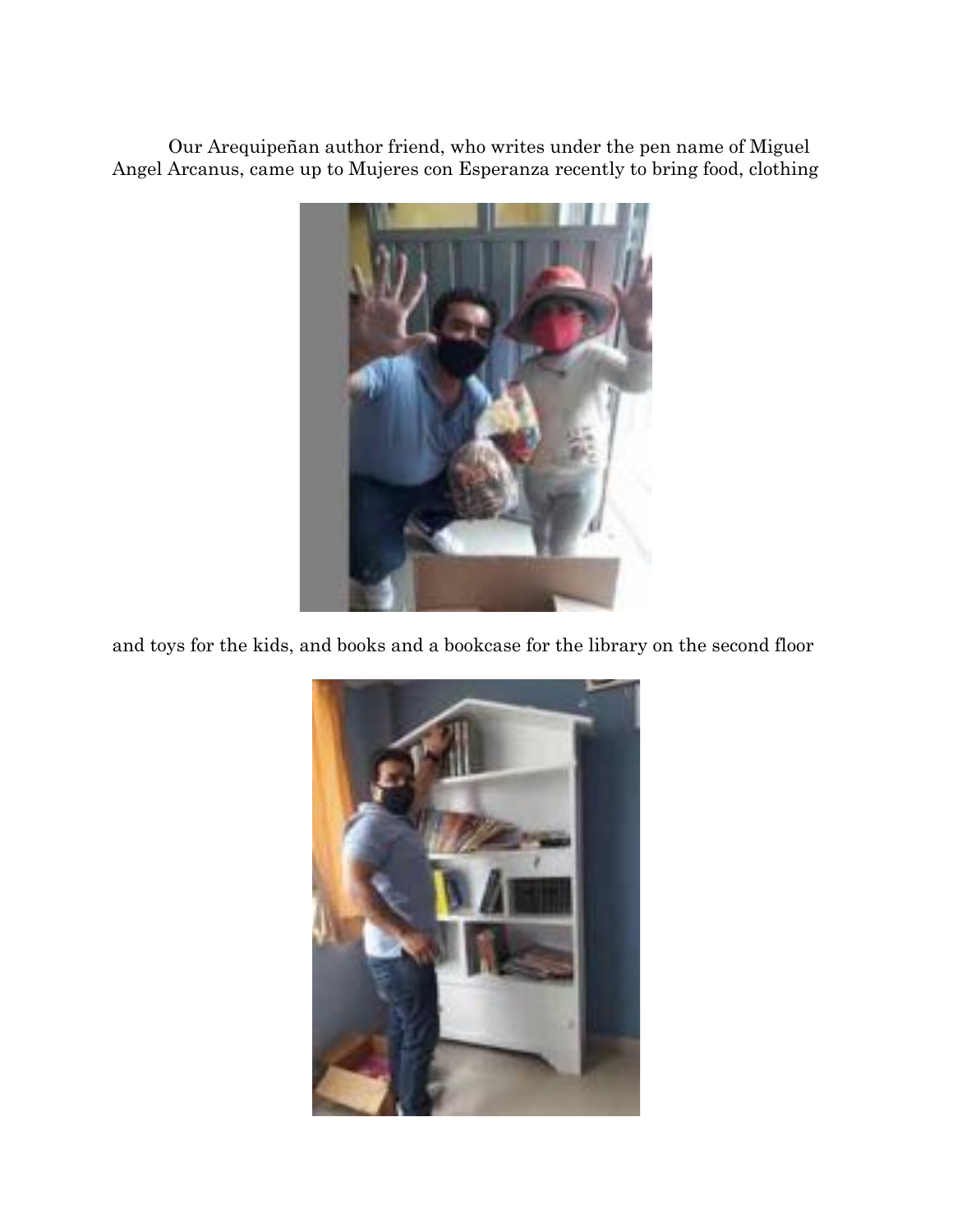Our Arequipeñan author friend, who writes under the pen name of Miguel Angel Arcanus, came up to Mujeres con Esperanza recently to bring food, clothing

and toys for the kids, and books and a bookcase for the library on the second floor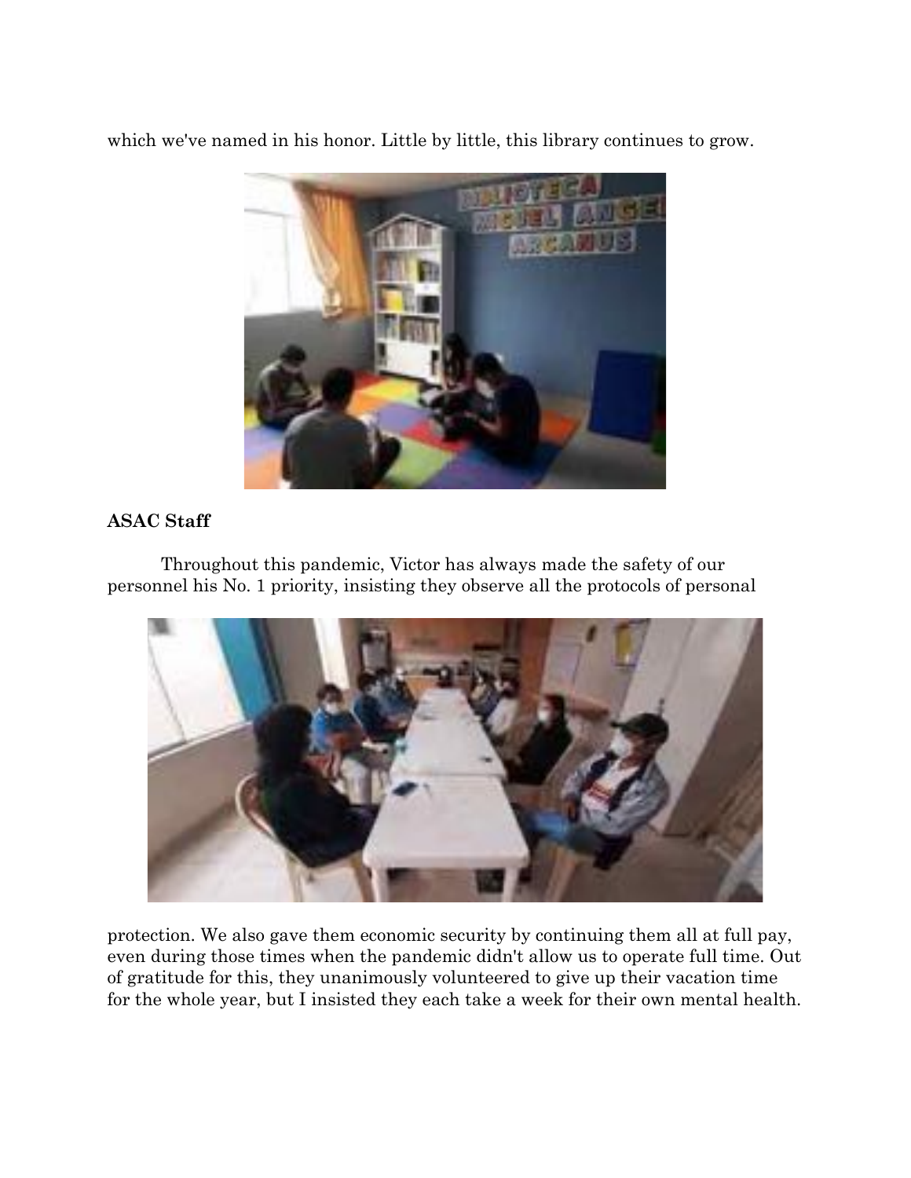which we've named in his honor. Little by little, this library continues to grow.

**ASAC Staff**

Throughout this pandemic, Victor has always made the safety of our personnel his No. 1 priority, insisting they observe all the protocols of personal protection. We also gave them economic security by continuing them all at full pay, even during those times when the pandemic didn't allow us to operate full time. Out of gratitude for this, they unanimously volunteered to give up their vacation time for the whole year, but I insisted they each take a week for their own mental health.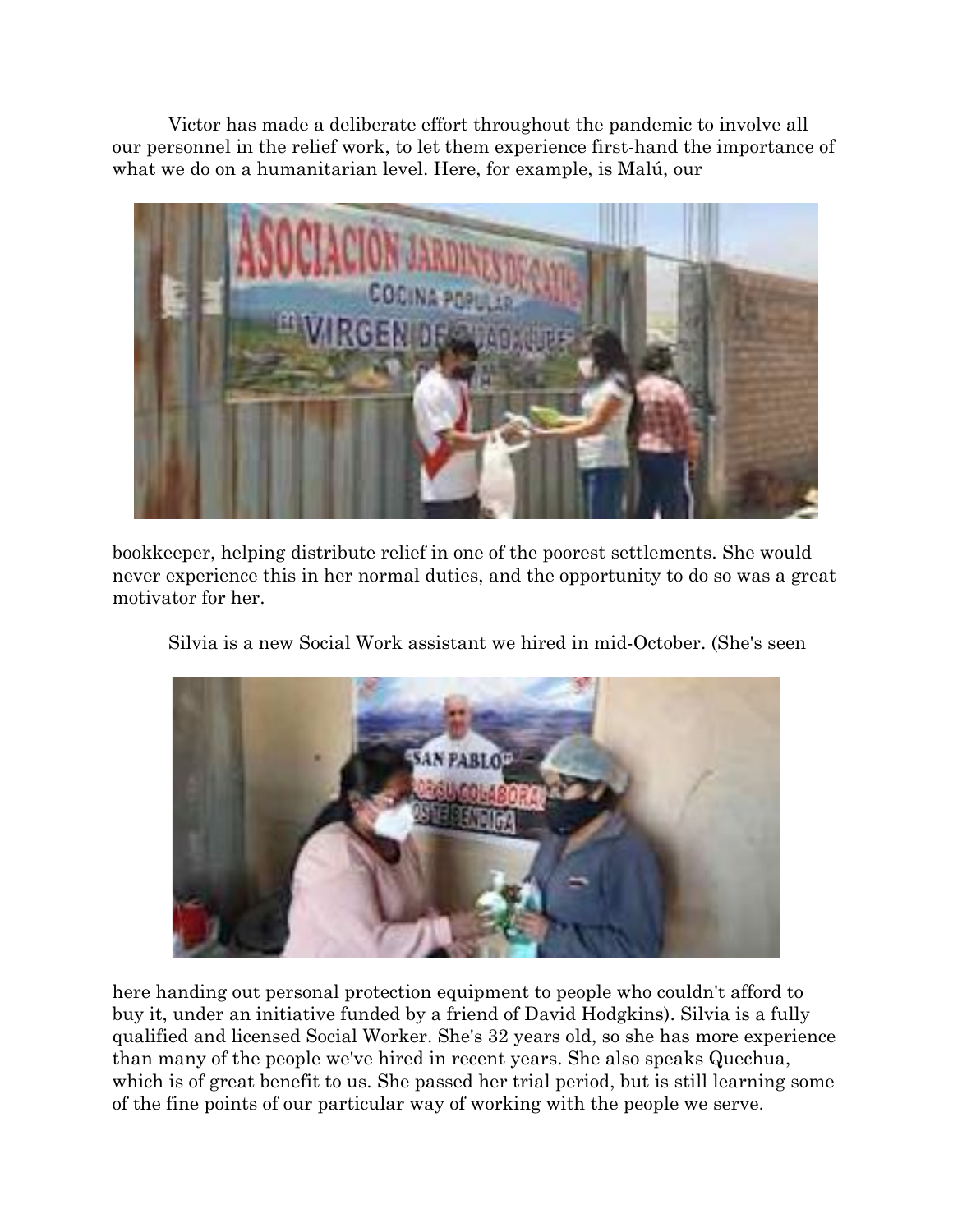Victor has made a deliberate effort throughout the pandemic to involve all our personnel in the relief work, to let them experience first-hand the importance of what we do on a humanitarian level. Here, for example, is Malú, our bookkeeper, helping distribute relief in one of the poorest settlements. She would never experience this in her normal duties, and the opportunity to do so was a great motivator for her.

Silvia is a new Social Work assistant we hired in mid-October. (She's seen here handing out personal protection equipment to people who couldn't afford to buy it, under an initiative funded by a friend of David Hodgkins). Silvia is a fully qualified and licensed Social Worker. She's 32 years old, so she has more experience than many of the people we've hired in recent years. She also speaks Quechua, which is of great benefit to us. She passed her trial period, but is still learning some of the fine points of our particular way of working with the people we serve.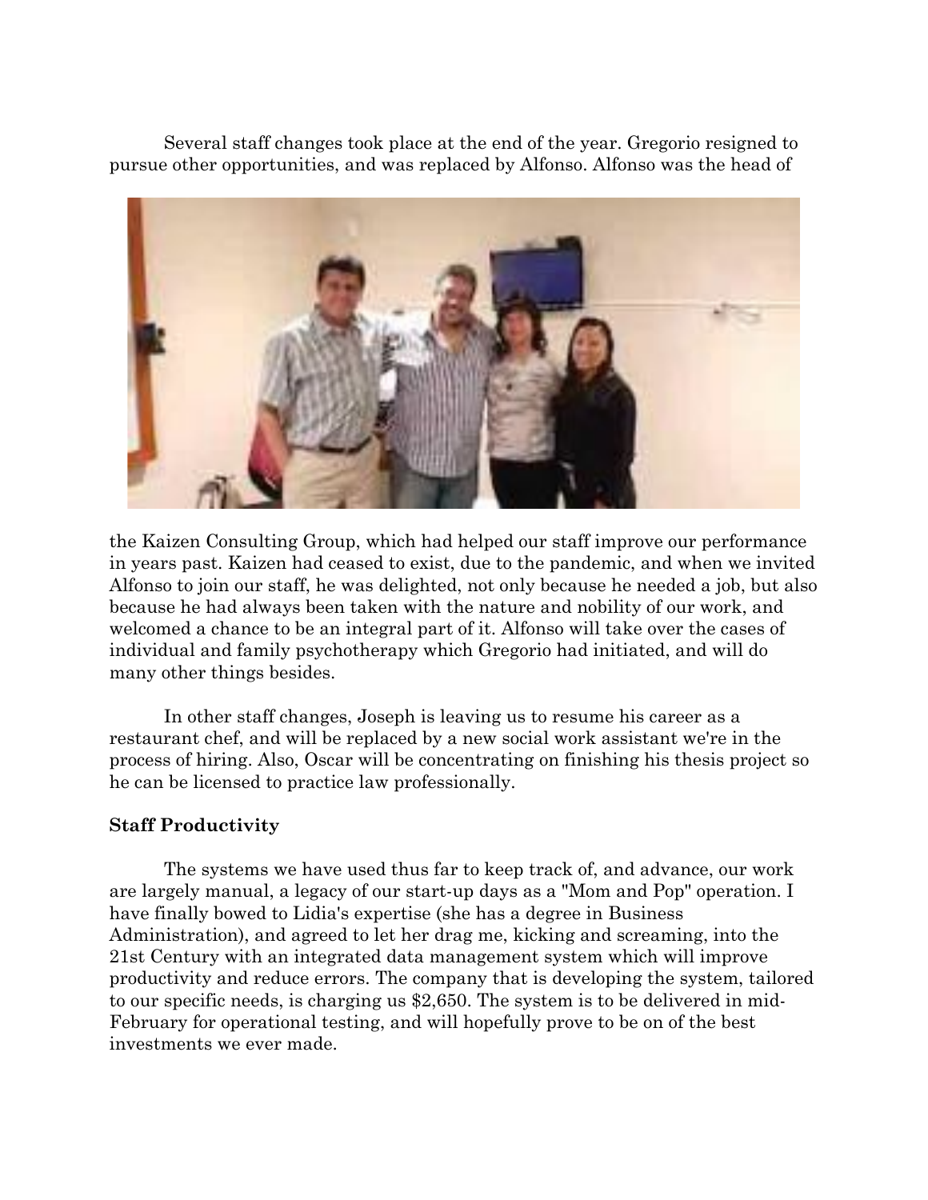Several staff changes took place at the end of the year. Gregorio resigned to pursue other opportunities, and was replaced by Alfonso. Alfonso was the head of the Kaizen Consulting Group, which had helped our staff improve our performance in years past. Kaizen had ceased to exist, due to the pandemic, and when we invited Alfonso to join our staff, he was delighted, not only because he needed a job, but also because he had always been taken with the nature and nobility of our work, and welcomed a chance to be an integral part of it. Alfonso will take over the cases of individual and family psychotherapy which Gregorio had initiated, and will do many other things besides.

In other staff changes, Joseph is leaving us to resume his career as a restaurant chef, and will be replaced by a new social work assistant we're in the process of hiring. Also, Oscar will be concentrating on finishing his thesis project so he can be licensed to practice law professionally.

**Staff Productivity**

The systems we have used thus far to keep track of, and advance, our work are largely manual, a legacy of our start-up days as a "Mom and Pop" operation. I have finally bowed to Lidia's expertise (she has a degree in Business Administration), and agreed to let her drag me, kicking and screaming, into the 21st Century with an integrated data management system which will improve productivity and reduce errors. The company that is developing the system, tailored to our specific needs, is charging us $2,650. The system is to be delivered in mid-February for operational testing, and will hopefully prove to be on of the best investments we ever made.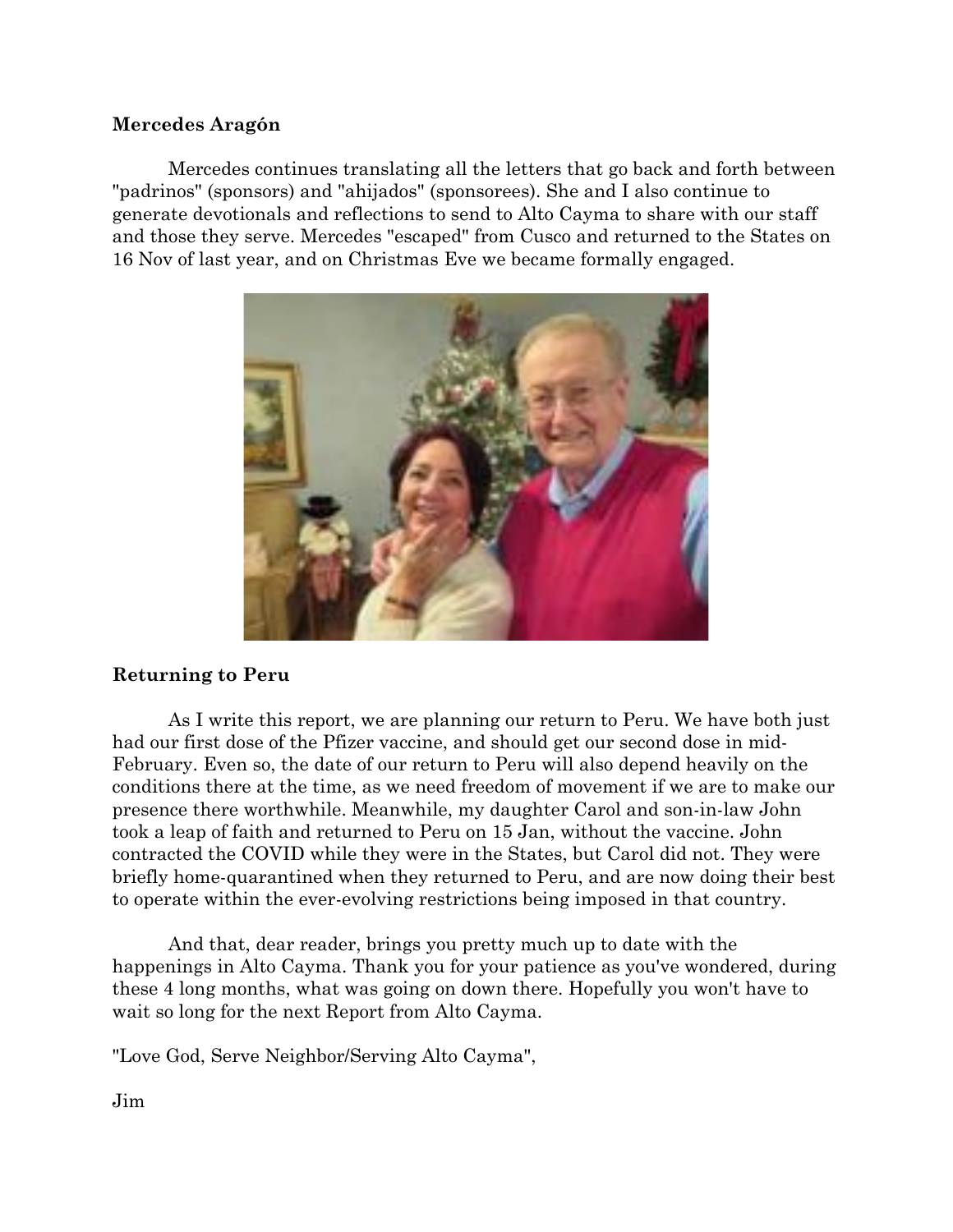**Mercedes Aragón**

Mercedes continues translating all the letters that go back and forth between "padrinos" (sponsors) and "ahijados" (sponsorees). She and I also continue to generate devotionals and reflections to send to Alto Cayma to share with our staff and those they serve. Mercedes "escaped" from Cusco and returned to the States on 16 Nov of last year, and on Christmas Eve we became formally engaged.

**Returning to Peru**

As I write this report, we are planning our return to Peru. We have both just had our first dose of the Pfizer vaccine, and should get our second dose in mid-February. Even so, the date of our return to Peru will also depend heavily on the conditions there at the time, as we need freedom of movement if we are to make our presence there worthwhile. Meanwhile, my daughter Carol and son-in-law John took a leap of faith and returned to Peru on 15 Jan, without the vaccine. John contracted the COVID while they were in the States, but Carol did not. They were briefly home-quarantined when they returned to Peru, and are now doing their best to operate within the ever-evolving restrictions being imposed in that country.

And that, dear reader, brings you pretty much up to date with the happenings in Alto Cayma. Thank you for your patience as you've wondered, during these 4 long months, what was going on down there. Hopefully you won't have to wait so long for the next Report from Alto Cayma.

"Love God, Serve Neighbor/Serving Alto Cayma",

Jim